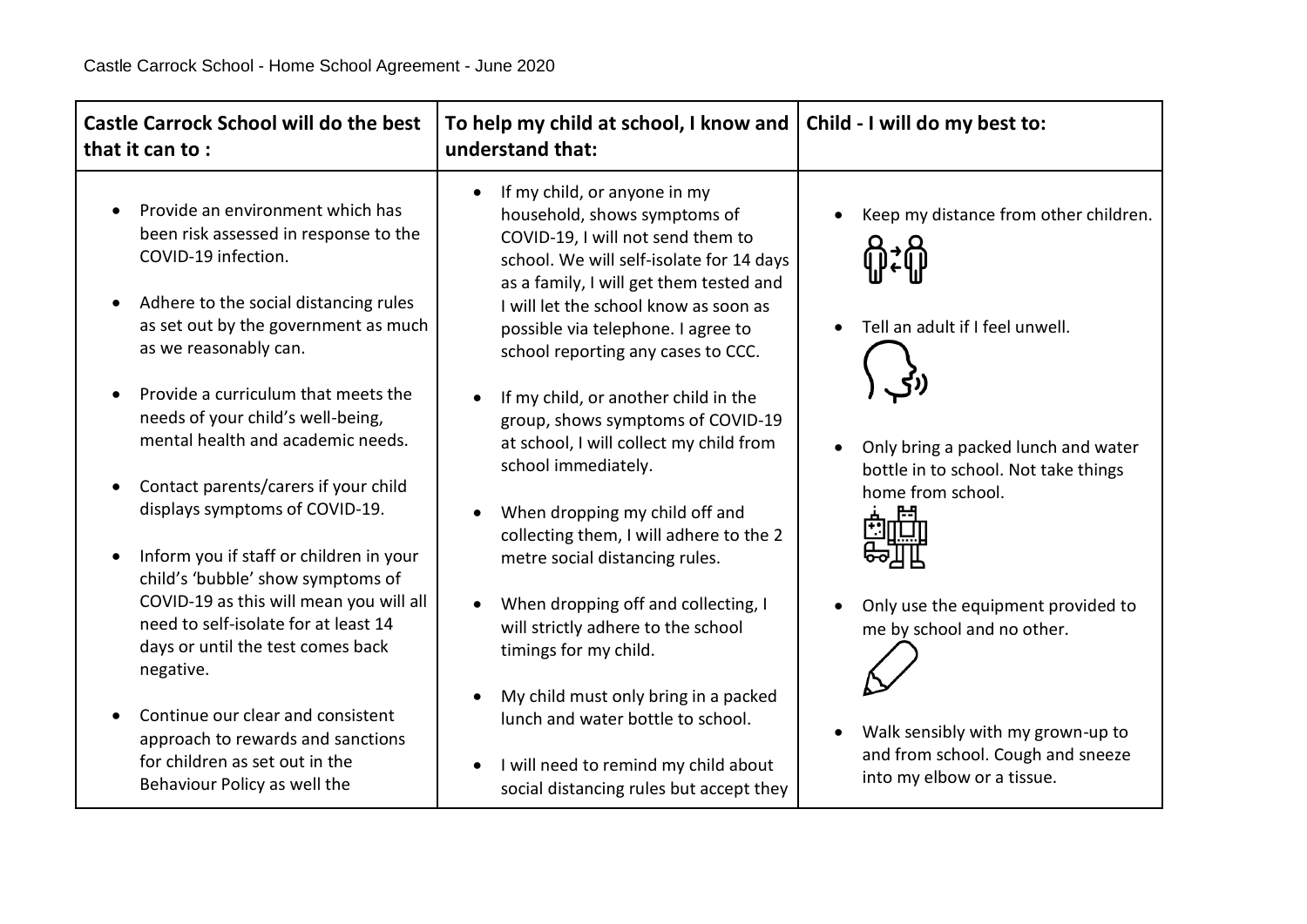Castle Carrock School - Home School Agreement - June 2020

| Castle Carrock School will do the best that it can to : | To help my child at school, I know and understand that: | Child - I will do my best to: |
|---|---|---|
| • Provide an environment which has been risk assessed in response to the COVID-19 infection.<br><br>• Adhere to the social distancing rules as set out by the government as much as we reasonably can.<br><br>• Provide a curriculum that meets the needs of your child's well-being, mental health and academic needs.<br><br>• Contact parents/carers if your child displays symptoms of COVID-19.<br><br>• Inform you if staff or children in your child's 'bubble' show symptoms of COVID-19 as this will mean you will all need to self-isolate for at least 14 days or until the test comes back negative.<br><br>• Continue our clear and consistent approach to rewards and sanctions for children as set out in the Behaviour Policy as well the | • If my child, or anyone in my household, shows symptoms of COVID-19, I will not send them to school. We will self-isolate for 14 days as a family, I will get them tested and I will let the school know as soon as possible via telephone. I agree to school reporting any cases to CCC.<br><br>• If my child, or another child in the group, shows symptoms of COVID-19 at school, I will collect my child from school immediately.<br><br>• When dropping my child off and collecting them, I will adhere to the 2 metre social distancing rules.<br><br>• When dropping off and collecting, I will strictly adhere to the school timings for my child.<br><br>• My child must only bring in a packed lunch and water bottle to school.<br><br>• I will need to remind my child about social distancing rules but accept they | • Keep my distance from other children.<br><br>• Tell an adult if I feel unwell.<br><br>• Only bring a packed lunch and water bottle in to school. Not take things home from school.<br><br>• Only use the equipment provided to me by school and no other.<br><br>• Walk sensibly with my grown-up to and from school. Cough and sneeze into my elbow or a tissue. |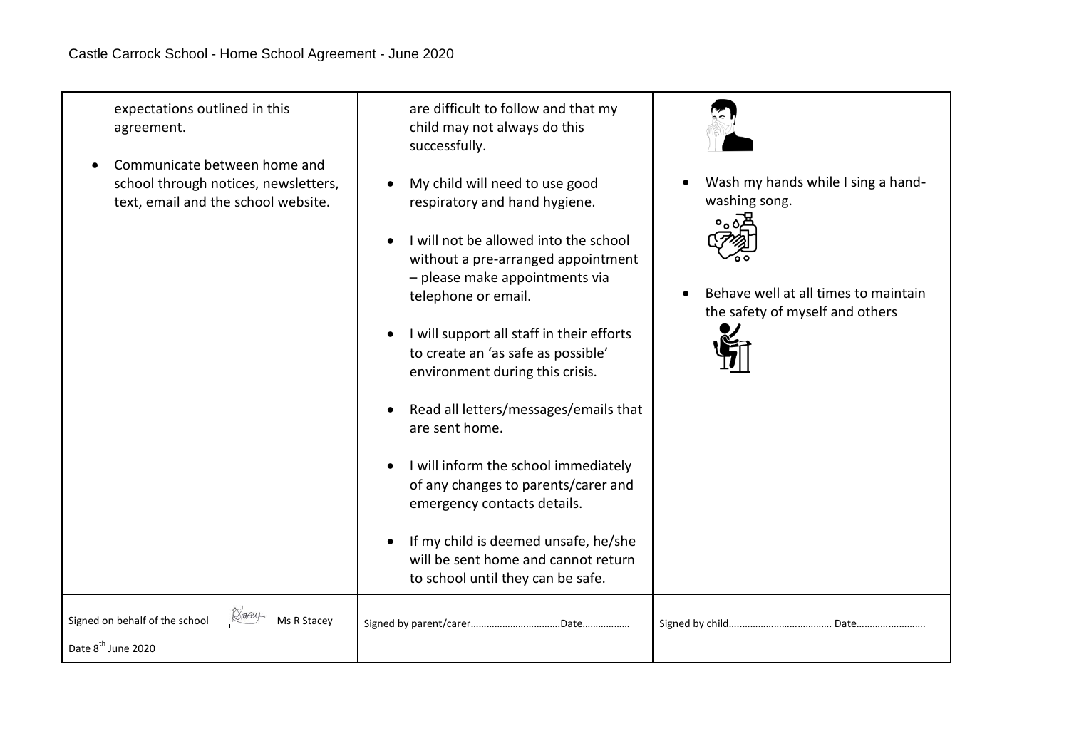| | | |
|---|---|---|
| expectations outlined in this agreement.<br><br>• Communicate between home and school through notices, newsletters, text, email and the school website. | are difficult to follow and that my child may not always do this successfully.<br><br>• My child will need to use good respiratory and hand hygiene.<br><br>• I will not be allowed into the school without a pre-arranged appointment – please make appointments via telephone or email.<br><br>• I will support all staff in their efforts to create an 'as safe as possible' environment during this crisis.<br><br>• Read all letters/messages/emails that are sent home.<br><br>• I will inform the school immediately of any changes to parents/carer and emergency contacts details.<br><br>• If my child is deemed unsafe, he/she will be sent home and cannot return to school until they can be safe. | • Wash my hands while I sing a hand-washing song.<br><br>• Behave well at all times to maintain the safety of myself and others |
| Signed on behalf of the school RStacey Ms R Stacey<br><br>Date 8th June 2020 | Signed by parent/carer……………………………Date…………… | Signed by child………………………………. Date……………………. |